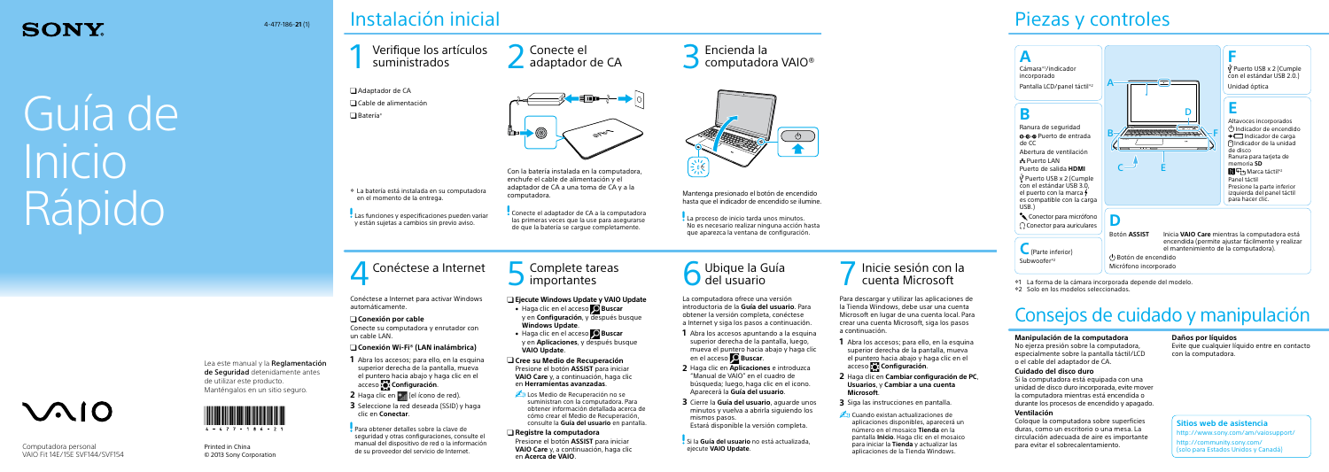SONY

4-477-186-21 (1)

# Guía de Inicio Rápido

Lea este manual y la **Reglamentación de Seguridad** detenidamente antes de utilizar este producto. Manténgalos en un sitio seguro.

VAIO

Computadora personal
VAIO Fit 14E/15E SVF144/SVF154

Printed in China
© 2013 Sony Corporation

# Instalación inicial

## 1 Verifique los artículos suministrados

- ❑ Adaptador de CA
- ❑ Cable de alimentación
- ❑ Batería*

\* La batería está instalada en su computadora en el momento de la entrega.

! Las funciones y especificaciones pueden variar y están sujetas a cambios sin previo aviso.

## 2 Conecte el adaptador de CA

Con la batería instalada en la computadora, enchufe el cable de alimentación y el adaptador de CA a una toma de CA y a la computadora.

! Conecte el adaptador de CA a la computadora las primeras veces que la use para asegurarse de que la batería se cargue completamente.

## 3 Encienda la computadora VAIO®

Mantenga presionado el botón de encendido hasta que el indicador de encendido se ilumine.

! La proceso de inicio tarda unos minutos. No es necesario realizar ninguna acción hasta que aparezca la ventana de configuración.

## 4 Conéctese a Internet

Conéctese a Internet para activar Windows automáticamente.

❑ **Conexión por cable**

Conecte su computadora y enrutador con un cable LAN.

❑ **Conexión Wi-Fi® (LAN inalámbrica)**

1. Abra los accesos; para ello, en la esquina superior derecha de la pantalla, mueva el puntero hacia abajo y haga clic en el acceso **Configuración**.
2. Haga clic en (el icono de red).
3. Seleccione la red deseada (SSID) y haga clic en **Conectar**.

! Para obtener detalles sobre la clave de seguridad y otras configuraciones, consulte el manual del dispositivo de red o la información de su proveedor del servicio de Internet.

## 5 Complete tareas importantes

❑ **Ejecute Windows Update y VAIO Update**

- Haga clic en el acceso **Buscar** y en **Configuración**, y después busque **Windows Update**.
- Haga clic en el acceso **Buscar** y en **Aplicaciones**, y después busque **VAIO Update**.

❑ **Cree su Medio de Recuperación**

Presione el botón **ASSIST** para iniciar **VAIO Care** y, a continuación, haga clic en **Herramientas avanzadas**.

Los Medio de Recuperación no se suministran con la computadora. Para obtener información detallada acerca de cómo crear el Medio de Recuperación, consulte la **Guía del usuario** en pantalla.

❑ **Registre la computadora**

Presione el botón **ASSIST** para iniciar **VAIO Care** y, a continuación, haga clic en **Acerca de VAIO**.

## 6 Ubique la Guía del usuario

La computadora ofrece una versión introductoria de la **Guía del usuario**. Para obtener la versión completa, conéctese a Internet y siga los pasos a continuación.

1. Abra los accesos apuntando a la esquina superior derecha de la pantalla, luego, mueva el puntero hacia abajo y haga clic en el acceso **Buscar**.
2. Haga clic en **Aplicaciones** e introduzca "Manual de VAIO" en el cuadro de búsqueda; luego, haga clic en el icono. Aparecerá la **Guía del usuario**.
3. Cierre la **Guía del usuario**, aguarde unos minutos y vuelva a abrirla siguiendo los mismos pasos. Estará disponible la versión completa.

! Si la **Guía del usuario** no está actualizada, ejecute **VAIO Update**.

## 7 Inicie sesión con la cuenta Microsoft

Para descargar y utilizar las aplicaciones de la Tienda Windows, debe usar una cuenta Microsoft en lugar de una cuenta local. Para crear una cuenta Microsoft, siga los pasos a continuación.

1. Abra los accesos; para ello, en la esquina superior derecha de la pantalla, mueva el puntero hacia abajo y haga clic en el acceso **Configuración**.
2. Haga clic en **Cambiar configuración de PC**, **Usuarios**, y **Cambiar a una cuenta Microsoft**.
3. Siga las instrucciones en pantalla.

Cuando existan actualizaciones de aplicaciones disponibles, aparecerá un número en el mosaico **Tienda** en la pantalla **Inicio**. Haga clic en el mosaico para iniciar la **Tienda** y actualizar las aplicaciones de la Tienda Windows.

# Piezas y controles

**A**
Cámara*1/indicador incorporado
Pantalla LCD/panel táctil*2

**B**
Ranura de seguridad
Puerto de entrada de CC
Abertura de ventilación
Puerto LAN
Puerto de salida **HDMI**
Puerto USB x 2 (Cumple con el estándar USB 3.0, el puerto con la marca es compatible con la carga USB.)
Conector para micrófono
Conector para auriculares

**C**
(Parte inferior)
Subwoofer*2

**D**
Botón **ASSIST** — Inicia **VAIO Care** mientras la computadora está encendida (permite ajustar fácilmente y realizar el mantenimiento de la computadora).
Botón de encendido
Micrófono incorporado

**E**
Altavoces incorporados
Indicador de encendido
Indicador de carga
Indicador de la unidad de disco
Ranura para tarjeta de memoria **SD**
Marca táctil*2
Panel táctil
Presione la parte inferior izquierda del panel táctil para hacer clic.

**F**
Puerto USB x 2 (Cumple con el estándar USB 2.0.)
Unidad óptica

\*1 La forma de la cámara incorporada depende del modelo.
\*2 Sólo en los modelos seleccionados.

# Consejos de cuidado y manipulación

**Manipulación de la computadora**

No ejerza presión sobre la computadora, especialmente sobre la pantalla táctil/LCD o el cable del adaptador de CA.

**Cuidado del disco duro**

Si la computadora está equipada con una unidad de disco duro incorporada, evite mover la computadora mientras está encendida o durante los procesos de encendido y apagado.

**Ventilación**

Coloque la computadora sobre superficies duras, como un escritorio o una mesa. La circulación adecuada de aire es importante para evitar el sobrecalentamiento.

**Daños por líquidos**

Evite que cualquier líquido entre en contacto con la computadora.

**Sitios web de asistencia**

http://www.sony.com/vaiosupport/
http://community.sony.com/
(solo para Estados Unidos y Canadá)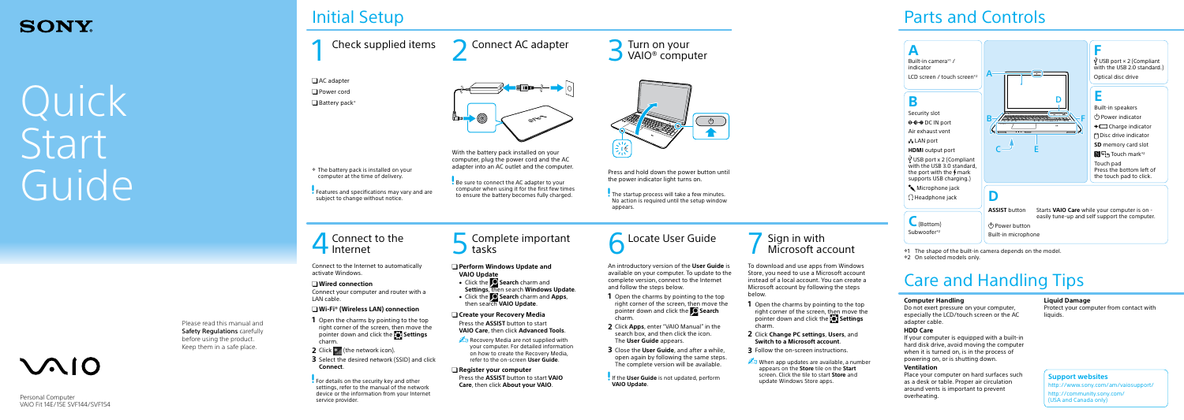# SONY

# Quick Start Guide

Please read this manual and **Safety Regulations** carefully before using the product. Keep them in a safe place.

VAIO

Personal Computer
VAIO Fit 14E/15E SVF144/SVF154

## Initial Setup

### 1 Check supplied items

- ❑ AC adapter
- ❑ Power cord
- ❑ Battery pack*

\* The battery pack is installed on your computer at the time of delivery.

! Features and specifications may vary and are subject to change without notice.

### 2 Connect AC adapter

With the battery pack installed on your computer, plug the power cord and the AC adapter into an AC outlet and the computer.

! Be sure to connect the AC adapter to your computer when using it for the first few times to ensure the battery becomes fully charged.

### 3 Turn on your VAIO® computer

Press and hold down the power button until the power indicator light turns on.

! The startup process will take a few minutes. No action is required until the setup window appears.

### 4 Connect to the Internet

Connect to the Internet to automatically activate Windows.

❑ **Wired connection**

Connect your computer and router with a LAN cable.

❑ **Wi-Fi® (Wireless LAN) connection**

1. Open the charms by pointing to the top right corner of the screen, then move the pointer down and click the **Settings** charm.
2. Click (the network icon).
3. Select the desired network (SSID) and click **Connect**.

! For details on the security key and other settings, refer to the manual of the network device or the information from your Internet service provider.

### 5 Complete important tasks

❑ **Perform Windows Update and VAIO Update**

- Click the **Search** charm and **Settings**, then search **Windows Update**.
- Click the **Search** charm and **Apps**, then search **VAIO Update**.

❑ **Create your Recovery Media**

Press the **ASSIST** button to start **VAIO Care**, then click **Advanced Tools**.

Recovery Media are not supplied with your computer. For detailed information on how to create the Recovery Media, refer to the on-screen **User Guide**.

❑ **Register your computer**

Press the **ASSIST** button to start **VAIO Care**, then click **About your VAIO**.

### 6 Locate User Guide

An introductory version of the **User Guide** is available on your computer. To update to the complete version, connect to the Internet and follow the steps below.

1. Open the charms by pointing to the top right corner of the screen, then move the pointer down and click the **Search** charm.
2. Click **Apps**, enter "VAIO Manual" in the search box, and then click the icon. The **User Guide** appears.
3. Close the **User Guide**, and after a while, open again by following the same steps. The complete version will be available.

! If the **User Guide** is not updated, perform **VAIO Update**.

### 7 Sign in with Microsoft account

To download and use apps from Windows Store, you need to use a Microsoft account instead of a local account. You can create a Microsoft account by following the steps below.

1. Open the charms by pointing to the top right corner of the screen, then move the pointer down and click the **Settings** charm.
2. Click **Change PC settings**, **Users**, and **Switch to a Microsoft account**.
3. Follow the on-screen instructions.

When app updates are available, a number appears on the **Store** tile on the **Start** screen. Click the tile to start **Store** and update Windows Store apps.

## Parts and Controls

**A**
Built-in camera*1 / indicator
LCD screen / touch screen*2

**B**
Security slot
DC IN port
Air exhaust vent
LAN port
**HDMI** output port
USB port x 2 (Compliant with the USB 3.0 standard, the port with the mark supports USB charging.)
Microphone jack
Headphone jack

**C** (Bottom)
Subwoofer*2

**D**
**ASSIST** button — Starts **VAIO Care** while your computer is on - easily tune-up and self support the computer.
Power button
Built-in microphone

**E**
Built-in speakers
Power indicator
Charge indicator
Disc drive indicator
**SD** memory card slot
Touch mark*2
Touch pad
Press the bottom left of the touch pad to click.

**F**
USB port × 2 (Compliant with the USB 2.0 standard.)
Optical disc drive

\*1 The shape of the built-in camera depends on the model.
\*2 On selected models only.

## Care and Handling Tips

**Computer Handling**
Do not exert pressure on your computer, especially the LCD/touch screen or the AC adapter cable.

**HDD Care**
If your computer is equipped with a built-in hard disk drive, avoid moving the computer when it is turned on, is in the process of powering on, or is shutting down.

**Ventilation**
Place your computer on hard surfaces such as a desk or table. Proper air circulation around vents is important to prevent overheating.

**Liquid Damage**
Protect your computer from contact with liquids.

**Support websites**
http://www.sony.com/am/vaiosupport/
http://community.sony.com/
(USA and Canada only)